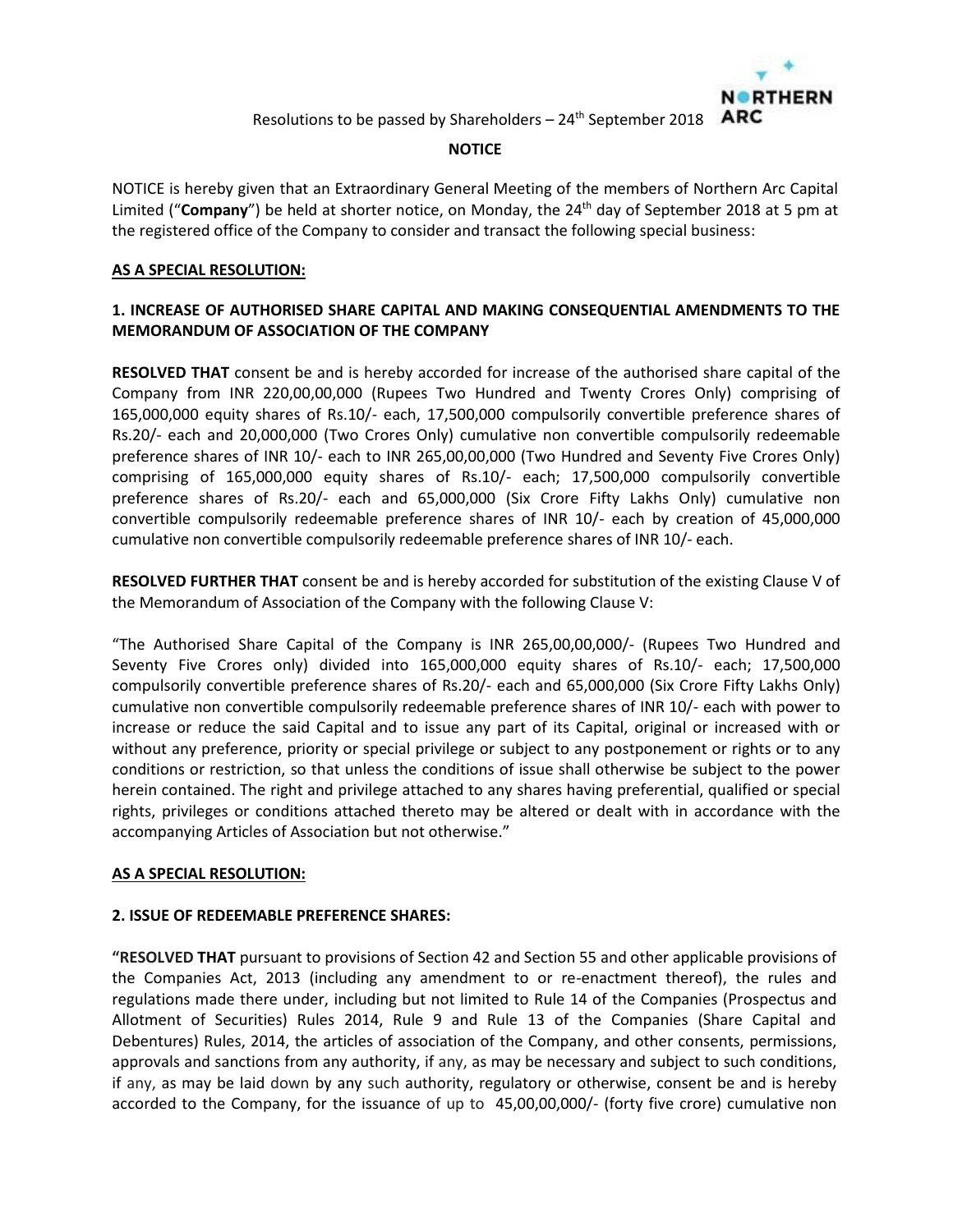Resolutions to be passed by Shareholders – 24th September 2018

**NOTICE**

NOTICE is hereby given that an Extraordinary General Meeting of the members of Northern Arc Capital Limited ("**Company**") be held at shorter notice, on Monday, the 24th day of September 2018 at 5 pm at the registered office of the Company to consider and transact the following special business:

**AS A SPECIAL RESOLUTION:**

**1. INCREASE OF AUTHORISED SHARE CAPITAL AND MAKING CONSEQUENTIAL AMENDMENTS TO THE MEMORANDUM OF ASSOCIATION OF THE COMPANY**

**RESOLVED THAT** consent be and is hereby accorded for increase of the authorised share capital of the Company from INR 220,00,00,000 (Rupees Two Hundred and Twenty Crores Only) comprising of 165,000,000 equity shares of Rs.10/- each, 17,500,000 compulsorily convertible preference shares of Rs.20/- each and 20,000,000 (Two Crores Only) cumulative non convertible compulsorily redeemable preference shares of INR 10/- each to INR 265,00,00,000 (Two Hundred and Seventy Five Crores Only) comprising of 165,000,000 equity shares of Rs.10/- each; 17,500,000 compulsorily convertible preference shares of Rs.20/- each and 65,000,000 (Six Crore Fifty Lakhs Only) cumulative non convertible compulsorily redeemable preference shares of INR 10/- each by creation of 45,000,000 cumulative non convertible compulsorily redeemable preference shares of INR 10/- each.

**RESOLVED FURTHER THAT** consent be and is hereby accorded for substitution of the existing Clause V of the Memorandum of Association of the Company with the following Clause V:

"The Authorised Share Capital of the Company is INR 265,00,00,000/- (Rupees Two Hundred and Seventy Five Crores only) divided into 165,000,000 equity shares of Rs.10/- each; 17,500,000 compulsorily convertible preference shares of Rs.20/- each and 65,000,000 (Six Crore Fifty Lakhs Only) cumulative non convertible compulsorily redeemable preference shares of INR 10/- each with power to increase or reduce the said Capital and to issue any part of its Capital, original or increased with or without any preference, priority or special privilege or subject to any postponement or rights or to any conditions or restriction, so that unless the conditions of issue shall otherwise be subject to the power herein contained. The right and privilege attached to any shares having preferential, qualified or special rights, privileges or conditions attached thereto may be altered or dealt with in accordance with the accompanying Articles of Association but not otherwise."

**AS A SPECIAL RESOLUTION:**

**2. ISSUE OF REDEEMABLE PREFERENCE SHARES:**

**"RESOLVED THAT** pursuant to provisions of Section 42 and Section 55 and other applicable provisions of the Companies Act, 2013 (including any amendment to or re-enactment thereof), the rules and regulations made there under, including but not limited to Rule 14 of the Companies (Prospectus and Allotment of Securities) Rules 2014, Rule 9 and Rule 13 of the Companies (Share Capital and Debentures) Rules, 2014, the articles of association of the Company, and other consents, permissions, approvals and sanctions from any authority, if any, as may be necessary and subject to such conditions, if any, as may be laid down by any such authority, regulatory or otherwise, consent be and is hereby accorded to the Company, for the issuance of up to 45,00,00,000/- (forty five crore) cumulative non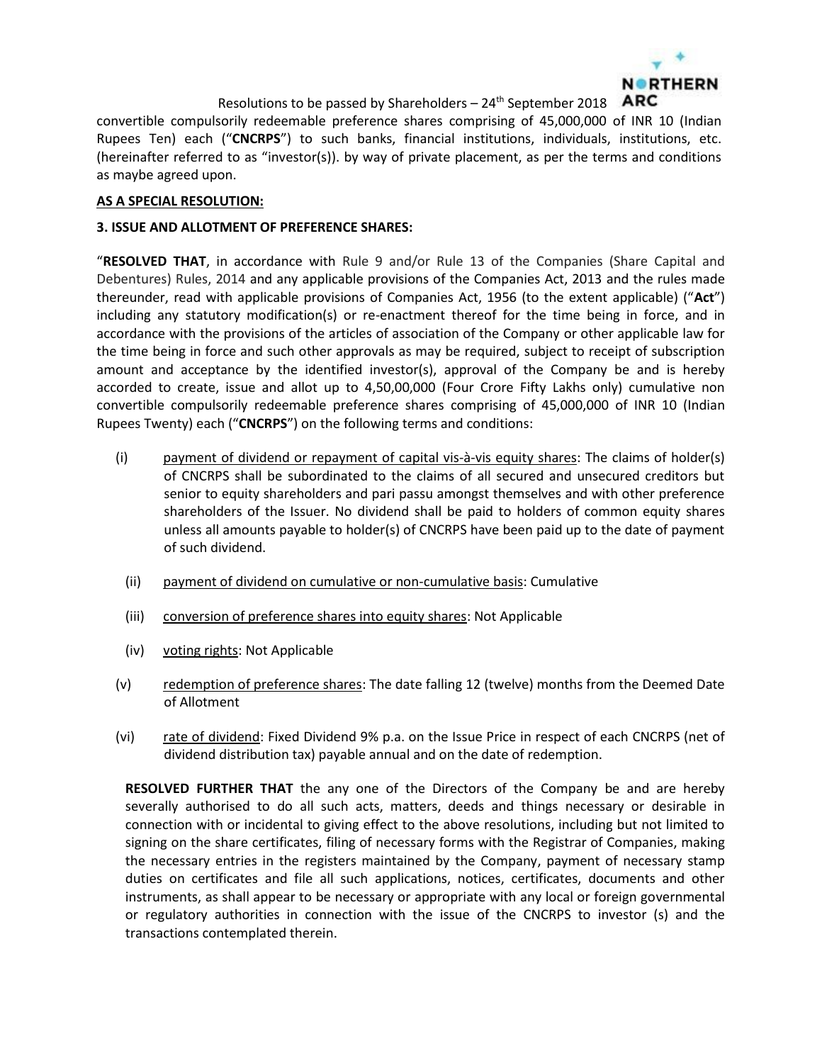convertible compulsorily redeemable preference shares comprising of 45,000,000 of INR 10 (Indian Rupees Ten) each ("**CNCRPS**") to such banks, financial institutions, individuals, institutions, etc. (hereinafter referred to as "investor(s)). by way of private placement, as per the terms and conditions as maybe agreed upon.

**AS A SPECIAL RESOLUTION:**

**3. ISSUE AND ALLOTMENT OF PREFERENCE SHARES:**

"**RESOLVED THAT**, in accordance with Rule 9 and/or Rule 13 of the Companies (Share Capital and Debentures) Rules, 2014 and any applicable provisions of the Companies Act, 2013 and the rules made thereunder, read with applicable provisions of Companies Act, 1956 (to the extent applicable) ("**Act**") including any statutory modification(s) or re-enactment thereof for the time being in force, and in accordance with the provisions of the articles of association of the Company or other applicable law for the time being in force and such other approvals as may be required, subject to receipt of subscription amount and acceptance by the identified investor(s), approval of the Company be and is hereby accorded to create, issue and allot up to 4,50,00,000 (Four Crore Fifty Lakhs only) cumulative non convertible compulsorily redeemable preference shares comprising of 45,000,000 of INR 10 (Indian Rupees Twenty) each ("**CNCRPS**") on the following terms and conditions:

(i) payment of dividend or repayment of capital vis-à-vis equity shares: The claims of holder(s) of CNCRPS shall be subordinated to the claims of all secured and unsecured creditors but senior to equity shareholders and pari passu amongst themselves and with other preference shareholders of the Issuer. No dividend shall be paid to holders of common equity shares unless all amounts payable to holder(s) of CNCRPS have been paid up to the date of payment of such dividend.

(ii) payment of dividend on cumulative or non-cumulative basis: Cumulative

(iii) conversion of preference shares into equity shares: Not Applicable

(iv) voting rights: Not Applicable

(v) redemption of preference shares: The date falling 12 (twelve) months from the Deemed Date of Allotment

(vi) rate of dividend: Fixed Dividend 9% p.a. on the Issue Price in respect of each CNCRPS (net of dividend distribution tax) payable annual and on the date of redemption.

**RESOLVED FURTHER THAT** the any one of the Directors of the Company be and are hereby severally authorised to do all such acts, matters, deeds and things necessary or desirable in connection with or incidental to giving effect to the above resolutions, including but not limited to signing on the share certificates, filing of necessary forms with the Registrar of Companies, making the necessary entries in the registers maintained by the Company, payment of necessary stamp duties on certificates and file all such applications, notices, certificates, documents and other instruments, as shall appear to be necessary or appropriate with any local or foreign governmental or regulatory authorities in connection with the issue of the CNCRPS to investor (s) and the transactions contemplated therein.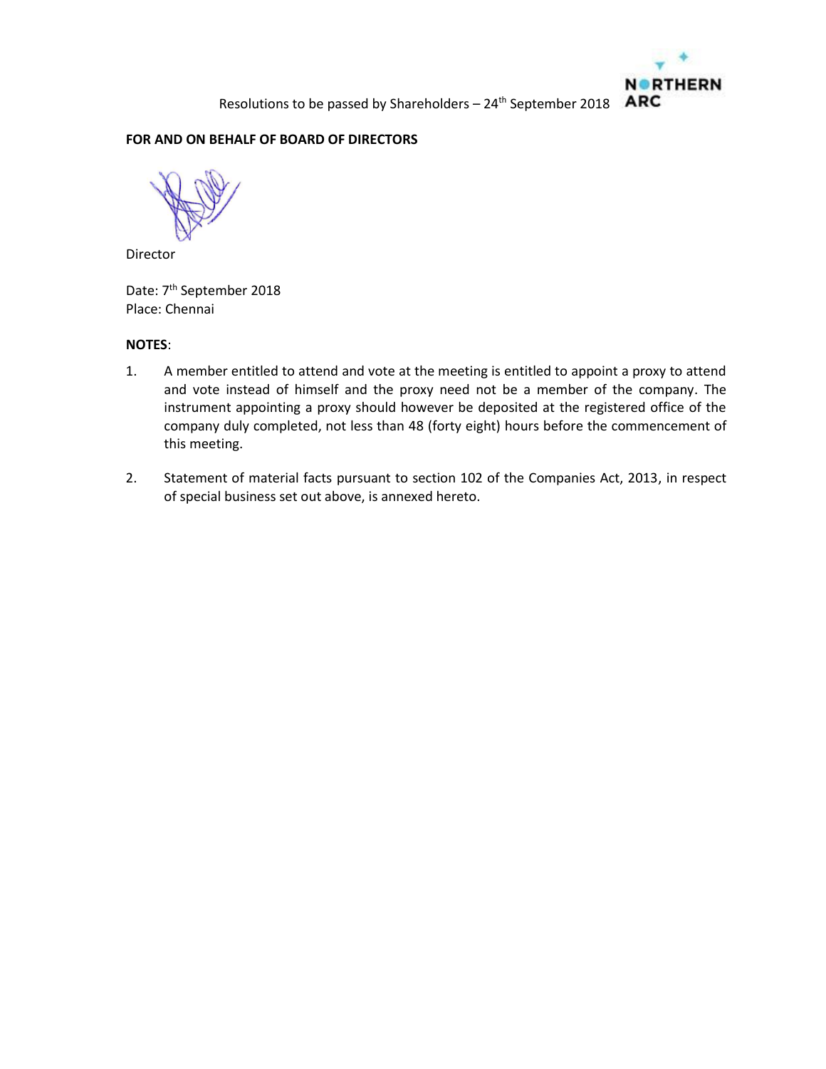**FOR AND ON BEHALF OF BOARD OF DIRECTORS**

Director

Date: 7th September 2018
Place: Chennai

**NOTES**:

1. A member entitled to attend and vote at the meeting is entitled to appoint a proxy to attend and vote instead of himself and the proxy need not be a member of the company. The instrument appointing a proxy should however be deposited at the registered office of the company duly completed, not less than 48 (forty eight) hours before the commencement of this meeting.

2. Statement of material facts pursuant to section 102 of the Companies Act, 2013, in respect of special business set out above, is annexed hereto.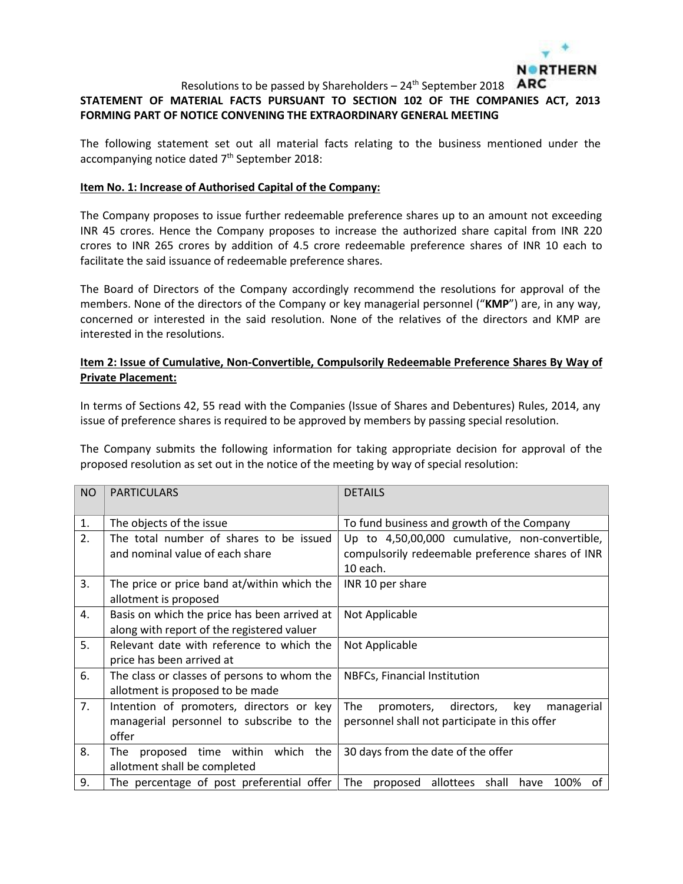Resolutions to be passed by Shareholders – 24th September 2018

**STATEMENT OF MATERIAL FACTS PURSUANT TO SECTION 102 OF THE COMPANIES ACT, 2013 FORMING PART OF NOTICE CONVENING THE EXTRAORDINARY GENERAL MEETING**

The following statement set out all material facts relating to the business mentioned under the accompanying notice dated 7th September 2018:

**Item No. 1: Increase of Authorised Capital of the Company:**

The Company proposes to issue further redeemable preference shares up to an amount not exceeding INR 45 crores. Hence the Company proposes to increase the authorized share capital from INR 220 crores to INR 265 crores by addition of 4.5 crore redeemable preference shares of INR 10 each to facilitate the said issuance of redeemable preference shares.

The Board of Directors of the Company accordingly recommend the resolutions for approval of the members. None of the directors of the Company or key managerial personnel ("**KMP**") are, in any way, concerned or interested in the said resolution. None of the relatives of the directors and KMP are interested in the resolutions.

**Item 2: Issue of Cumulative, Non-Convertible, Compulsorily Redeemable Preference Shares By Way of Private Placement:**

In terms of Sections 42, 55 read with the Companies (Issue of Shares and Debentures) Rules, 2014, any issue of preference shares is required to be approved by members by passing special resolution.

The Company submits the following information for taking appropriate decision for approval of the proposed resolution as set out in the notice of the meeting by way of special resolution:

| NO | PARTICULARS | DETAILS |
|---|---|---|
| 1. | The objects of the issue | To fund business and growth of the Company |
| 2. | The total number of shares to be issued and nominal value of each share | Up to 4,50,00,000 cumulative, non-convertible, compulsorily redeemable preference shares of INR 10 each. |
| 3. | The price or price band at/within which the allotment is proposed | INR 10 per share |
| 4. | Basis on which the price has been arrived at along with report of the registered valuer | Not Applicable |
| 5. | Relevant date with reference to which the price has been arrived at | Not Applicable |
| 6. | The class or classes of persons to whom the allotment is proposed to be made | NBFCs, Financial Institution |
| 7. | Intention of promoters, directors or key managerial personnel to subscribe to the offer | The promoters, directors, key managerial personnel shall not participate in this offer |
| 8. | The proposed time within which the allotment shall be completed | 30 days from the date of the offer |
| 9. | The percentage of post preferential offer | The proposed allottees shall have 100% of |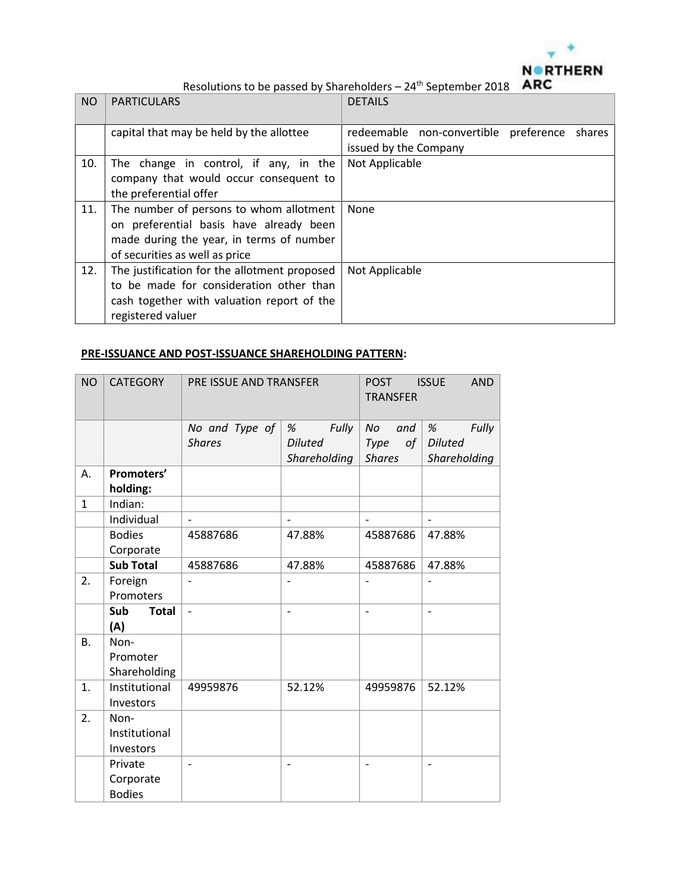| NO | PARTICULARS | DETAILS |
| --- | --- | --- |
| | capital that may be held by the allottee | redeemable non-convertible preference shares issued by the Company |
| 10. | The change in control, if any, in the company that would occur consequent to the preferential offer | Not Applicable |
| 11. | The number of persons to whom allotment on preferential basis have already been made during the year, in terms of number of securities as well as price | None |
| 12. | The justification for the allotment proposed to be made for consideration other than cash together with valuation report of the registered valuer | Not Applicable |

**PRE-ISSUANCE AND POST-ISSUANCE SHAREHOLDING PATTERN:**

| NO | CATEGORY | PRE ISSUE AND TRANSFER | | POST ISSUE AND TRANSFER | |
| --- | --- | --- | --- | --- | --- |
| | | *No and Type of Shares* | *% Fully Diluted Shareholding* | *No and Type of Shares* | *% Fully Diluted Shareholding* |
| A. | **Promoters' holding:** | | | | |
| 1 | Indian: | | | | |
| | Individual | - | - | - | - |
| | Bodies Corporate | 45887686 | 47.88% | 45887686 | 47.88% |
| | **Sub Total** | 45887686 | 47.88% | 45887686 | 47.88% |
| 2. | Foreign Promoters | - | - | - | - |
| | **Sub Total (A)** | - | - | - | - |
| B. | Non-Promoter Shareholding | | | | |
| 1. | Institutional Investors | 49959876 | 52.12% | 49959876 | 52.12% |
| 2. | Non-Institutional Investors | | | | |
| | Private Corporate Bodies | - | - | - | - |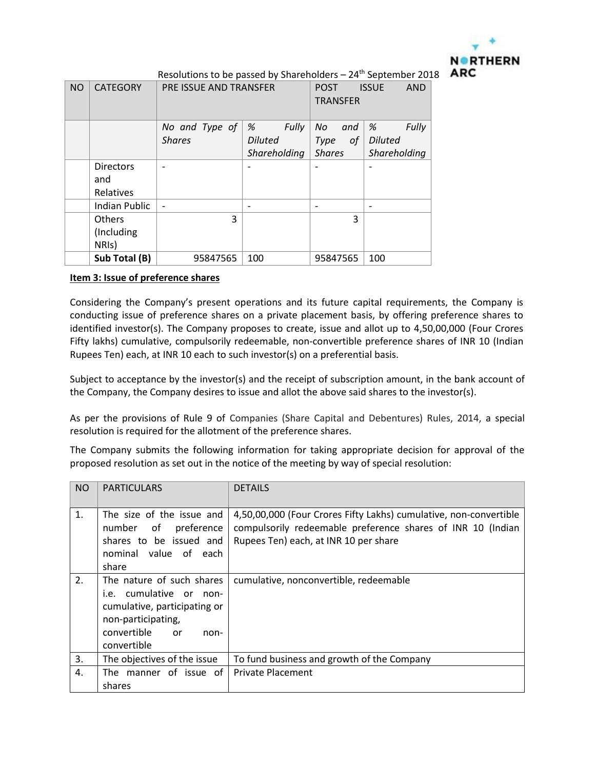Resolutions to be passed by Shareholders – 24th September 2018

| NO | CATEGORY | PRE ISSUE AND TRANSFER | | POST ISSUE AND TRANSFER | |
|---|---|---|---|---|---|
| | | *No and Type of Shares* | *% Fully Diluted Shareholding* | *No and Type of Shares* | *% Fully Diluted Shareholding* |
| | Directors and Relatives | - | - | - | - |
| | Indian Public | - | - | - | - |
| | Others (Including NRIs) | 3 | | 3 | |
| | **Sub Total (B)** | 95847565 | 100 | 95847565 | 100 |

**Item 3: Issue of preference shares**

Considering the Company's present operations and its future capital requirements, the Company is conducting issue of preference shares on a private placement basis, by offering preference shares to identified investor(s). The Company proposes to create, issue and allot up to 4,50,00,000 (Four Crores Fifty lakhs) cumulative, compulsorily redeemable, non-convertible preference shares of INR 10 (Indian Rupees Ten) each, at INR 10 each to such investor(s) on a preferential basis.

Subject to acceptance by the investor(s) and the receipt of subscription amount, in the bank account of the Company, the Company desires to issue and allot the above said shares to the investor(s).

As per the provisions of Rule 9 of Companies (Share Capital and Debentures) Rules, 2014, a special resolution is required for the allotment of the preference shares.

The Company submits the following information for taking appropriate decision for approval of the proposed resolution as set out in the notice of the meeting by way of special resolution:

| NO | PARTICULARS | DETAILS |
|---|---|---|
| 1. | The size of the issue and number of preference shares to be issued and nominal value of each share | 4,50,00,000 (Four Crores Fifty Lakhs) cumulative, non-convertible compulsorily redeemable preference shares of INR 10 (Indian Rupees Ten) each, at INR 10 per share |
| 2. | The nature of such shares i.e. cumulative or non-cumulative, participating or non-participating, convertible or non-convertible | cumulative, nonconvertible, redeemable |
| 3. | The objectives of the issue | To fund business and growth of the Company |
| 4. | The manner of issue of shares | Private Placement |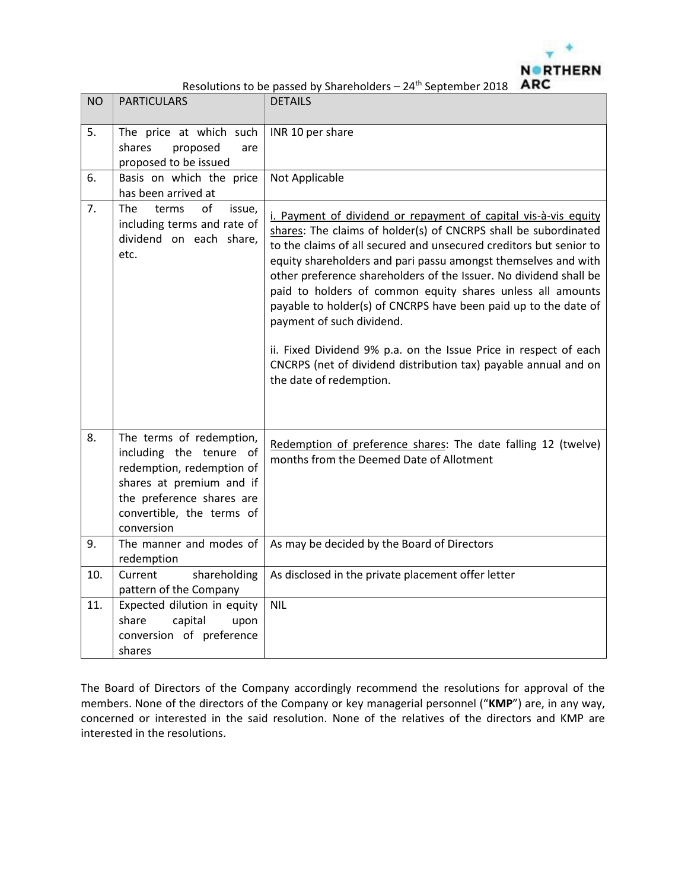Resolutions to be passed by Shareholders – 24th September 2018

| NO | PARTICULARS | DETAILS |
|---|---|---|
| 5. | The price at which such shares proposed are proposed to be issued | INR 10 per share |
| 6. | Basis on which the price has been arrived at | Not Applicable |
| 7. | The terms of issue, including terms and rate of dividend on each share, etc. | <u>i. Payment of dividend or repayment of capital vis-à-vis equity shares</u>: The claims of holder(s) of CNCRPS shall be subordinated to the claims of all secured and unsecured creditors but senior to equity shareholders and pari passu amongst themselves and with other preference shareholders of the Issuer. No dividend shall be paid to holders of common equity shares unless all amounts payable to holder(s) of CNCRPS have been paid up to the date of payment of such dividend.<br><br>ii. Fixed Dividend 9% p.a. on the Issue Price in respect of each CNCRPS (net of dividend distribution tax) payable annual and on the date of redemption. |
| 8. | The terms of redemption, including the tenure of redemption, redemption of shares at premium and if the preference shares are convertible, the terms of conversion | <u>Redemption of preference shares</u>: The date falling 12 (twelve) months from the Deemed Date of Allotment |
| 9. | The manner and modes of redemption | As may be decided by the Board of Directors |
| 10. | Current shareholding pattern of the Company | As disclosed in the private placement offer letter |
| 11. | Expected dilution in equity share capital upon conversion of preference shares | NIL |

The Board of Directors of the Company accordingly recommend the resolutions for approval of the members. None of the directors of the Company or key managerial personnel ("**KMP**") are, in any way, concerned or interested in the said resolution. None of the relatives of the directors and KMP are interested in the resolutions.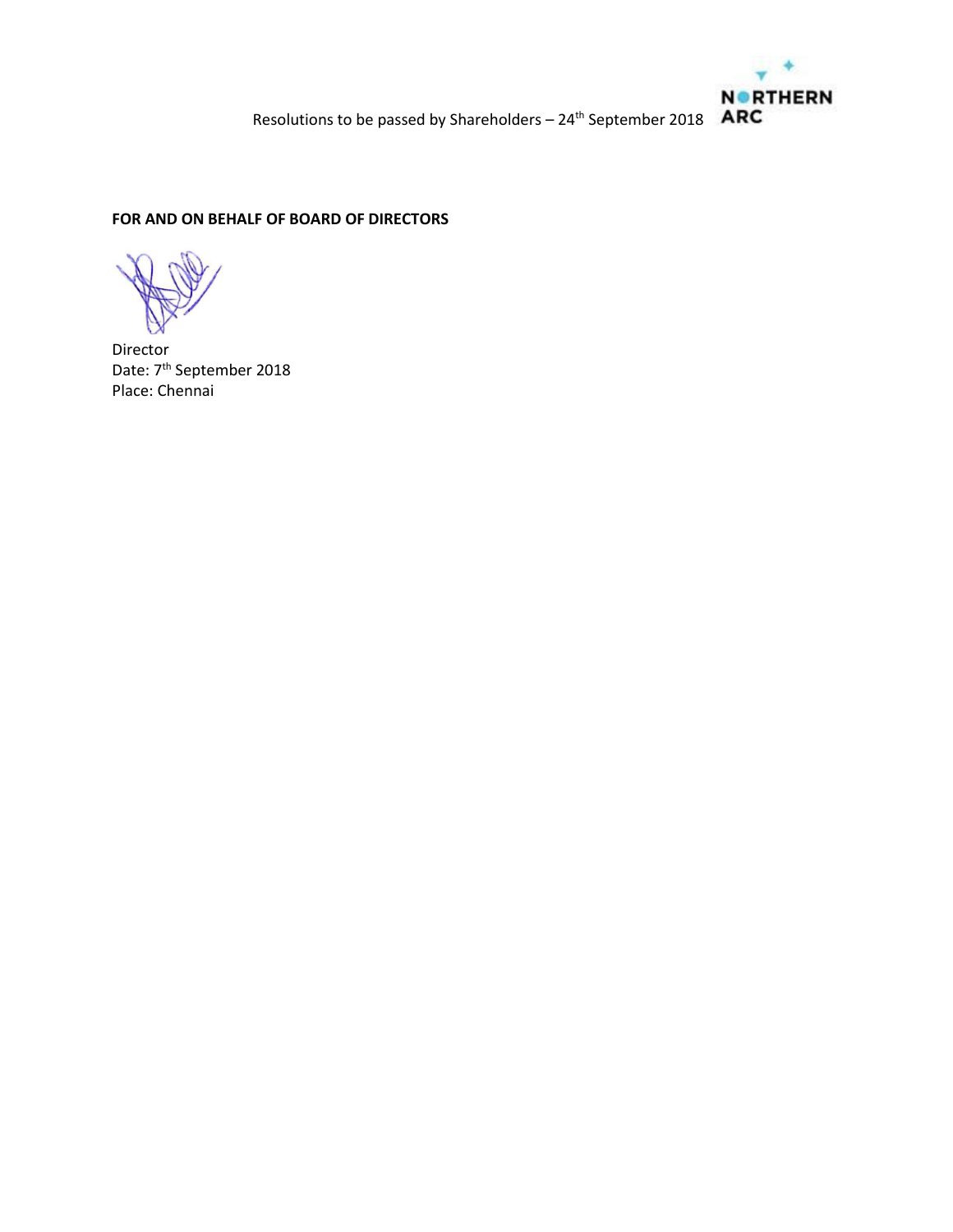**FOR AND ON BEHALF OF BOARD OF DIRECTORS**

Director
Date: 7th September 2018
Place: Chennai